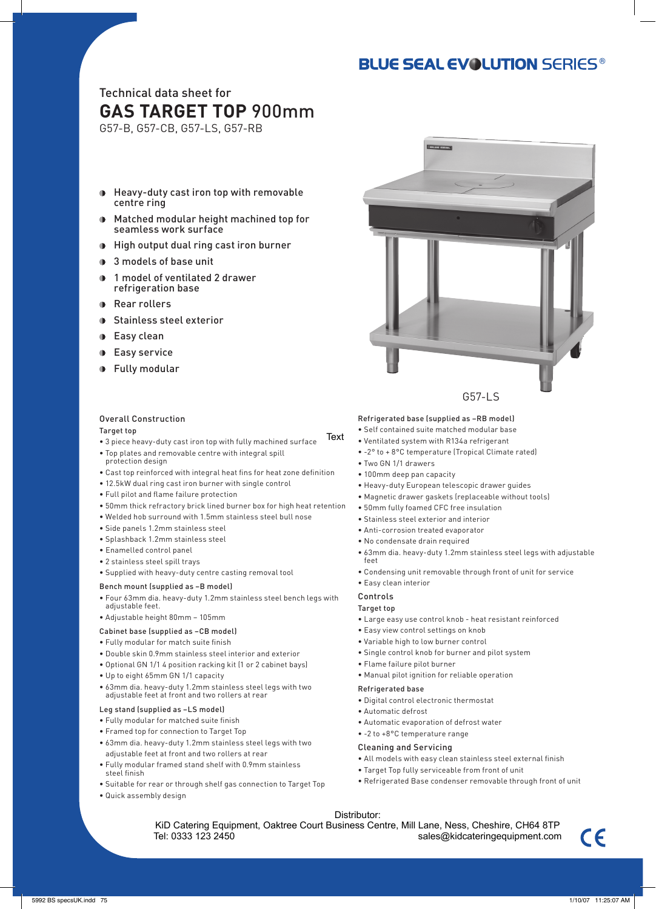# BLUE SEAL EVOLUTION SERIES®

Technical data sheet for

# GAS TARGET TOP 900mm

G57-B, G57-CB, G57-LS, G57-RB

- Heavy-duty cast iron top with removable centre ring
- Matched modular height machined top for seamless work surface
- High output dual ring cast iron burner
- 3 models of base unit
- 1 model of ventilated 2 drawer refrigeration base
- Rear rollers
- Stainless steel exterior
- Easy clean
- Easy service
- Fully modular

G57-LS

## Overall Construction

### Target top

Text

- 3 piece heavy-duty cast iron top with fully machined surface
- Top plates and removable centre with integral spill protection design
- Cast top reinforced with integral heat fins for heat zone definition
- 12.5kW dual ring cast iron burner with single control
- Full pilot and flame failure protection
- 50mm thick refractory brick lined burner box for high heat retention
- Welded hob surround with 1.5mm stainless steel bull nose
- Side panels 1.2mm stainless steel
- Splashback 1.2mm stainless steel
- Enamelled control panel
- 2 stainless steel spill trays
- Supplied with heavy-duty centre casting removal tool

### Bench mount (supplied as –B model)

- Four 63mm dia. heavy-duty 1.2mm stainless steel bench legs with adjustable feet.
- Adjustable height 80mm – 105mm

### Cabinet base (supplied as –CB model)

- Fully modular for match suite finish
- Double skin 0.9mm stainless steel interior and exterior
- Optional GN 1/1 4 position racking kit (1 or 2 cabinet bays)
- Up to eight 65mm GN 1/1 capacity
- 63mm dia. heavy-duty 1.2mm stainless steel legs with two adjustable feet at front and two rollers at rear

### Leg stand (supplied as –LS model)

- Fully modular for matched suite finish
- Framed top for connection to Target Top
- 63mm dia. heavy-duty 1.2mm stainless steel legs with two adjustable feet at front and two rollers at rear
- Fully modular framed stand shelf with 0.9mm stainless steel finish
- Suitable for rear or through shelf gas connection to Target Top
- Quick assembly design

### Refrigerated base (supplied as –RB model)

- Self contained suite matched modular base
- Ventilated system with R134a refrigerant
- -2° to + 8°C temperature (Tropical Climate rated)
- Two GN 1/1 drawers
- 100mm deep pan capacity
- Heavy-duty European telescopic drawer guides
- Magnetic drawer gaskets (replaceable without tools)
- 50mm fully foamed CFC free insulation
- Stainless steel exterior and interior
- Anti-corrosion treated evaporator
- No condensate drain required
- 63mm dia. heavy-duty 1.2mm stainless steel legs with adjustable feet
- Condensing unit removable through front of unit for service
- Easy clean interior

## Controls

### Target top

- Large easy use control knob - heat resistant reinforced
- Easy view control settings on knob
- Variable high to low burner control
- Single control knob for burner and pilot system
- Flame failure pilot burner
- Manual pilot ignition for reliable operation

### Refrigerated base

- Digital control electronic thermostat
- Automatic defrost
- Automatic evaporation of defrost water
- -2 to +8°C temperature range

## Cleaning and Servicing

- All models with easy clean stainless steel external finish
- Target Top fully serviceable from front of unit
- Refrigerated Base condenser removable through front of unit

Distributor:
KiD Catering Equipment, Oaktree Court Business Centre, Mill Lane, Ness, Cheshire, CH64 8TP
Tel: 0333 123 2450 sales@kidcateringequipment.com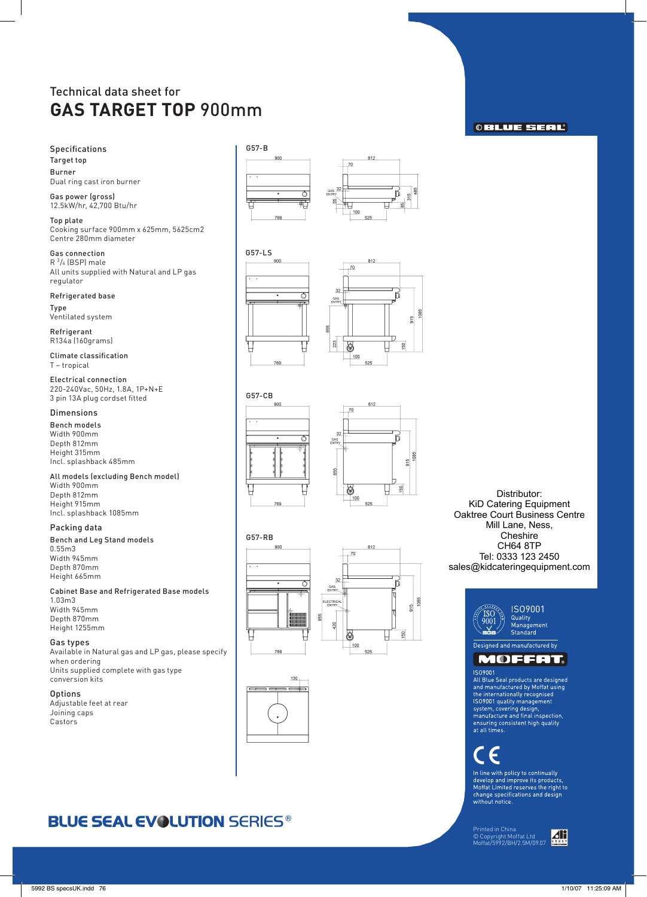Technical data sheet for

# GAS TARGET TOP 900mm

BLUE SEAL

## Specifications

**Target top**

**Burner**
Dual ring cast iron burner

**Gas power (gross)**
12.5kW/hr, 42,700 Btu/hr

**Top plate**
Cooking surface 900mm x 625mm, 5625cm2
Centre 280mm diameter

**Gas connection**
R 3/4 (BSP) male
All units supplied with Natural and LP gas regulator

**Refrigerated base**

**Type**
Ventilated system

**Refrigerant**
R134a (160grams)

**Climate classification**
T – tropical

**Electrical connection**
220-240Vac, 50Hz, 1.8A, 1P+N+E
3 pin 13A plug cordset fitted

## Dimensions

**Bench models**
Width 900mm
Depth 812mm
Height 315mm
Incl. splashback 485mm

**All models (excluding Bench model)**
Width 900mm
Depth 812mm
Height 915mm
Incl. splashback 1085mm

## Packing data

**Bench and Leg Stand models**
0.55m3
Width 945mm
Depth 870mm
Height 665mm

**Cabinet Base and Refrigerated Base models**
1.03m3
Width 945mm
Depth 870mm
Height 1255mm

## Gas types

Available in Natural gas and LP gas, please specify when ordering
Units supplied complete with gas type conversion kits

## Options

Adjustable feet at rear
Joining caps
Castors

G57-B

900
769
812
70
32
GAS ENTRY
55
100
525
85
315
485

G57-LS

900
769
812
70
32
GAS ENTRY
655
223
100
525
150
915
1085

G57-CB

900
769
812
70
32
GAS ENTRY
655
100
525
150
915
1085

G57-RB

900
769
812
70
32
GAS ENTRY
ELECTRICAL ENTRY
655
430
100
525
150
915
1085

130

Distributor:
KiD Catering Equipment
Oaktree Court Business Centre
Mill Lane, Ness,
Cheshire
CH64 8TP
Tel: 0333 123 2450
sales@kidcateringequipment.com

ISO9001 Quality Management Standard

Designed and manufactured by

MOFFAT

ISO9001
All Blue Seal products are designed and manufactured by Moffat using the internationally recognised ISO9001 quality management system, covering design, manufacture and final inspection, ensuring consistent high quality at all times.

CE

In line with policy to continually develop and improve its products, Moffat Limited reserves the right to change specifications and design without notice.

BLUE SEAL EVOLUTION SERIES®

Printed in China
© Copyright Moffat Ltd
Moffat/5992/BH/2.5M/09.07